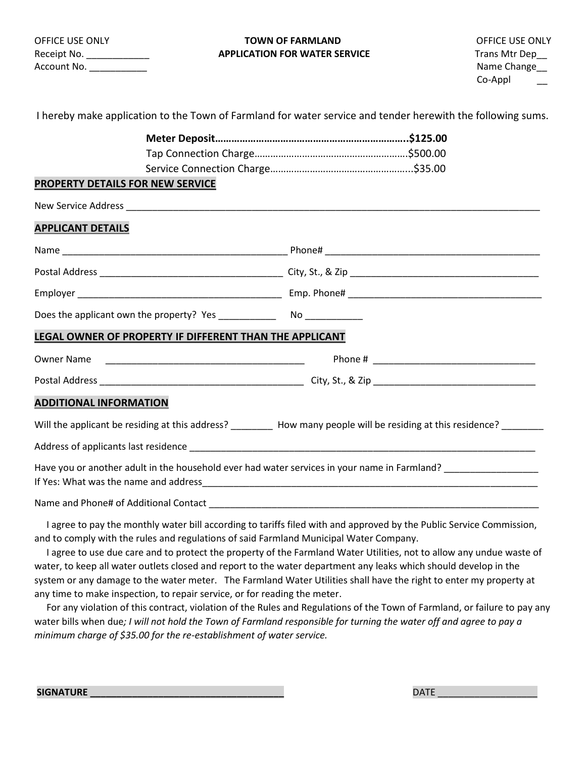OFFICE USE ONLY
Receipt No. ____________
Account No. ___________

**TOWN OF FARMLAND**
**APPLICATION FOR WATER SERVICE**

OFFICE USE ONLY
Trans Mtr Dep__
Name Change__
Co-Appl __

I hereby make application to the Town of Farmland for water service and tender herewith the following sums.

**Meter Deposit……………………………………………………………..$125.00**
Tap Connection Charge…………………………………………………$500.00
Service Connection Charge……………………………………………...$35.00

## PROPERTY DETAILS FOR NEW SERVICE

New Service Address ________________________________________________________________________________

## APPLICANT DETAILS

Name ____________________________________________ Phone# __________________________________________

Postal Address ___________________________________ City, St., & Zip _____________________________________

Employer _______________________________________ Emp. Phone# ______________________________________

Does the applicant own the property? Yes ___________ No ___________

## LEGAL OWNER OF PROPERTY IF DIFFERENT THAN THE APPLICANT

Owner Name ______________________________________ Phone # _______________________________

Postal Address _______________________________________ City, St., & Zip _______________________________

## ADDITIONAL INFORMATION

Will the applicant be residing at this address? ________ How many people will be residing at this residence? ________

Address of applicants last residence _____________________________________________________________________

Have you or another adult in the household ever had water services in your name in Farmland? _________________
If Yes: What was the name and address___________________________________________________________________

Name and Phone# of Additional Contact __________________________________________________________________

I agree to pay the monthly water bill according to tariffs filed with and approved by the Public Service Commission, and to comply with the rules and regulations of said Farmland Municipal Water Company.

I agree to use due care and to protect the property of the Farmland Water Utilities, not to allow any undue waste of water, to keep all water outlets closed and report to the water department any leaks which should develop in the system or any damage to the water meter. The Farmland Water Utilities shall have the right to enter my property at any time to make inspection, to repair service, or for reading the meter.

For any violation of this contract, violation of the Rules and Regulations of the Town of Farmland, or failure to pay any water bills when due*; I will not hold the Town of Farmland responsible for turning the water off and agree to pay a minimum charge of $35.00 for the re-establishment of water service.*

**SIGNATURE ____________________________________** DATE ___________________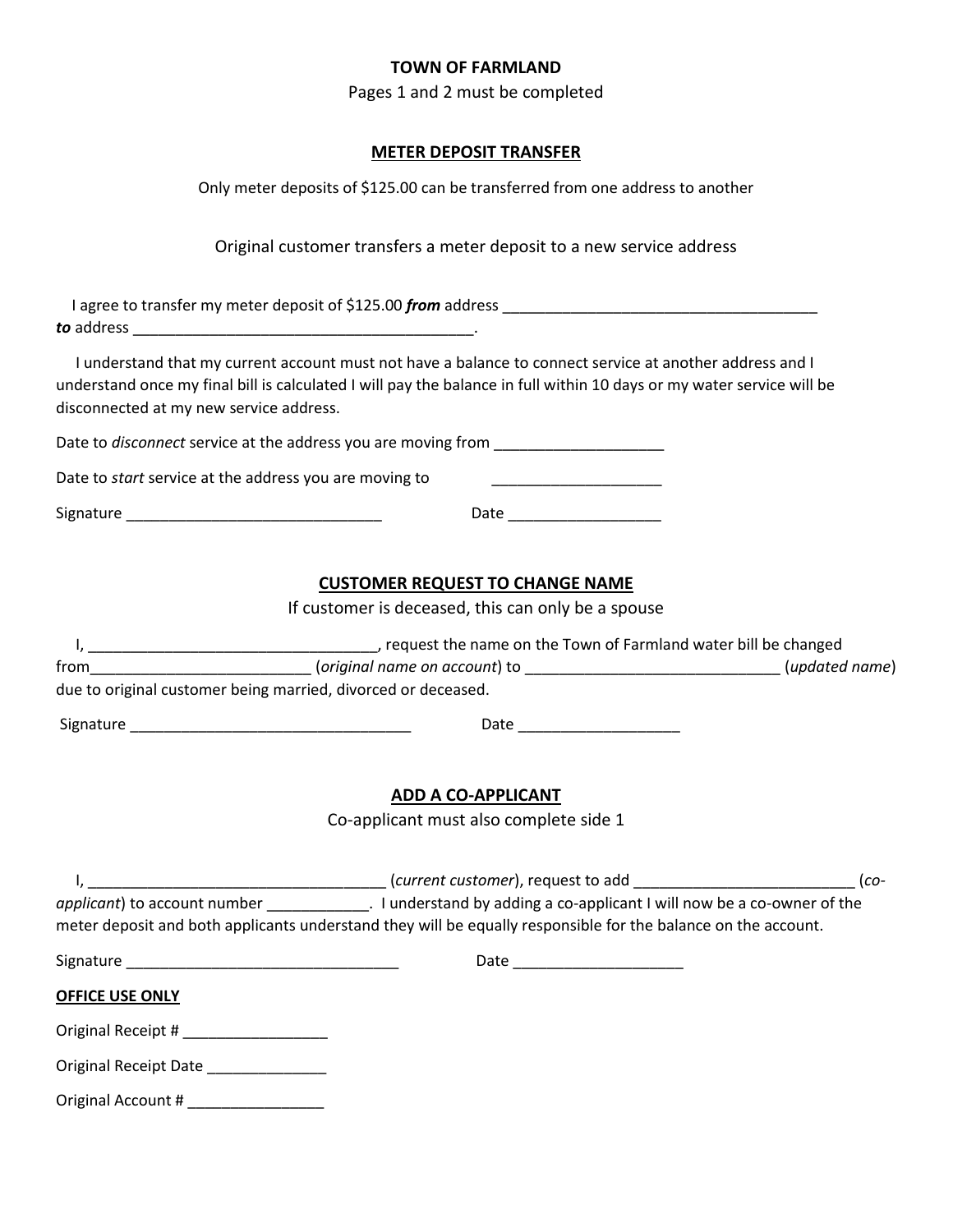**TOWN OF FARMLAND**

Pages 1 and 2 must be completed

## METER DEPOSIT TRANSFER

Only meter deposits of $125.00 can be transferred from one address to another

Original customer transfers a meter deposit to a new service address

I agree to transfer my meter deposit of $125.00 ***from*** address ______________________________________ ***to*** address ________________________________________.

I understand that my current account must not have a balance to connect service at another address and I understand once my final bill is calculated I will pay the balance in full within 10 days or my water service will be disconnected at my new service address.

Date to *disconnect* service at the address you are moving from ____________________

Date to *start* service at the address you are moving to ____________________

Signature ______________________________ Date __________________

## CUSTOMER REQUEST TO CHANGE NAME

If customer is deceased, this can only be a spouse

I, __________________________________, request the name on the Town of Farmland water bill be changed from__________________________ (*original name on account*) to ______________________________ (*updated name*) due to original customer being married, divorced or deceased.

Signature _________________________________ Date ___________________

## ADD A CO-APPLICANT

Co-applicant must also complete side 1

I, ___________________________________ (*current customer*), request to add __________________________ (*co-applicant*) to account number ____________. I understand by adding a co-applicant I will now be a co-owner of the meter deposit and both applicants understand they will be equally responsible for the balance on the account.

Signature ________________________________ Date ____________________

**OFFICE USE ONLY**

Original Receipt # _________________

Original Receipt Date ______________

Original Account # ________________